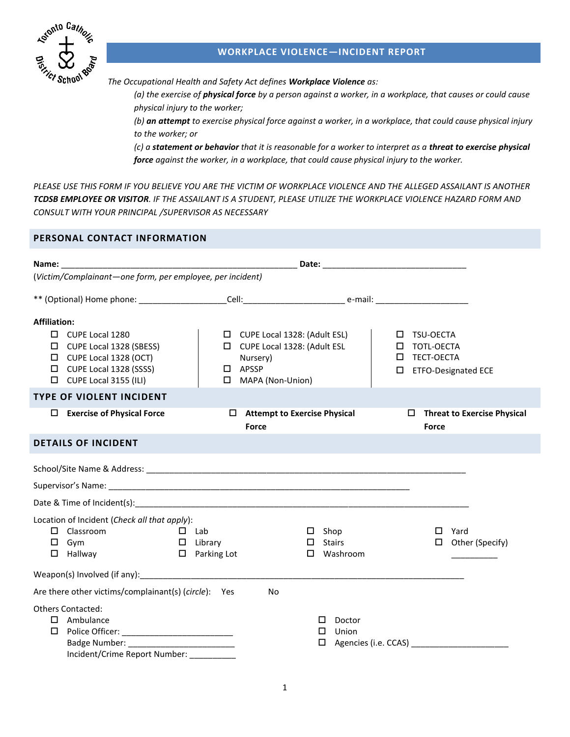# WORKPLACE VIOLENCE—INCIDENT REPORT

*The Occupational Health and Safety Act defines* ***Workplace Violence*** *as:*

*(a) the exercise of* ***physical force*** *by a person against a worker, in a workplace, that causes or could cause physical injury to the worker;*

*(b)* ***an attempt*** *to exercise physical force against a worker, in a workplace, that could cause physical injury to the worker; or*

*(c) a* ***statement or behavior*** *that it is reasonable for a worker to interpret as a* ***threat to exercise physical force*** *against the worker, in a workplace, that could cause physical injury to the worker.*

*PLEASE USE THIS FORM IF YOU BELIEVE YOU ARE THE VICTIM OF WORKPLACE VIOLENCE AND THE ALLEGED ASSAILANT IS ANOTHER* ***TCDSB EMPLOYEE OR VISITOR****. IF THE ASSAILANT IS A STUDENT, PLEASE UTILIZE THE WORKPLACE VIOLENCE HAZARD FORM AND CONSULT WITH YOUR PRINCIPAL /SUPERVISOR AS NECESSARY*

## PERSONAL CONTACT INFORMATION

**Name:** ______________________________________________ **Date:** ____________________________

(*Victim/Complainant—one form, per employee, per incident)*

** (Optional) Home phone: __________________Cell:____________________ e-mail: ___________________

**Affiliation:**

- ☐ CUPE Local 1280
- ☐ CUPE Local 1328 (SBESS)
- ☐ CUPE Local 1328 (OCT)
- ☐ CUPE Local 1328 (SSSS)
- ☐ CUPE Local 3155 (ILI)
- ☐ CUPE Local 1328: (Adult ESL)
- ☐ CUPE Local 1328: (Adult ESL Nursery)
- ☐ APSSP
- ☐ MAPA (Non-Union)
- ☐ TSU-OECTA
- ☐ TOTL-OECTA
- ☐ TECT-OECTA
- ☐ ETFO-Designated ECE

## TYPE OF VIOLENT INCIDENT

- ☐ **Exercise of Physical Force**
- ☐ **Attempt to Exercise Physical Force**
- ☐ **Threat to Exercise Physical Force**

## DETAILS OF INCIDENT

School/Site Name & Address: ____________________________________________________________

Supervisor's Name: ____________________________________________________________

Date & Time of Incident(s):____________________________________________________________

Location of Incident (*Check all that apply*):

- ☐ Classroom
- ☐ Gym
- ☐ Hallway
- ☐ Lab
- ☐ Library
- ☐ Parking Lot
- ☐ Shop
- ☐ Stairs
- ☐ Washroom
- ☐ Yard
- ☐ Other (Specify) __________

Weapon(s) Involved (if any):____________________________________________________________

Are there other victims/complainant(s) (*circle*): Yes No

Others Contacted:

- ☐ Ambulance
- ☐ Police Officer: ______________________
  Badge Number: ______________________
  Incident/Crime Report Number: __________
- ☐ Doctor
- ☐ Union
- ☐ Agencies (i.e. CCAS) ____________________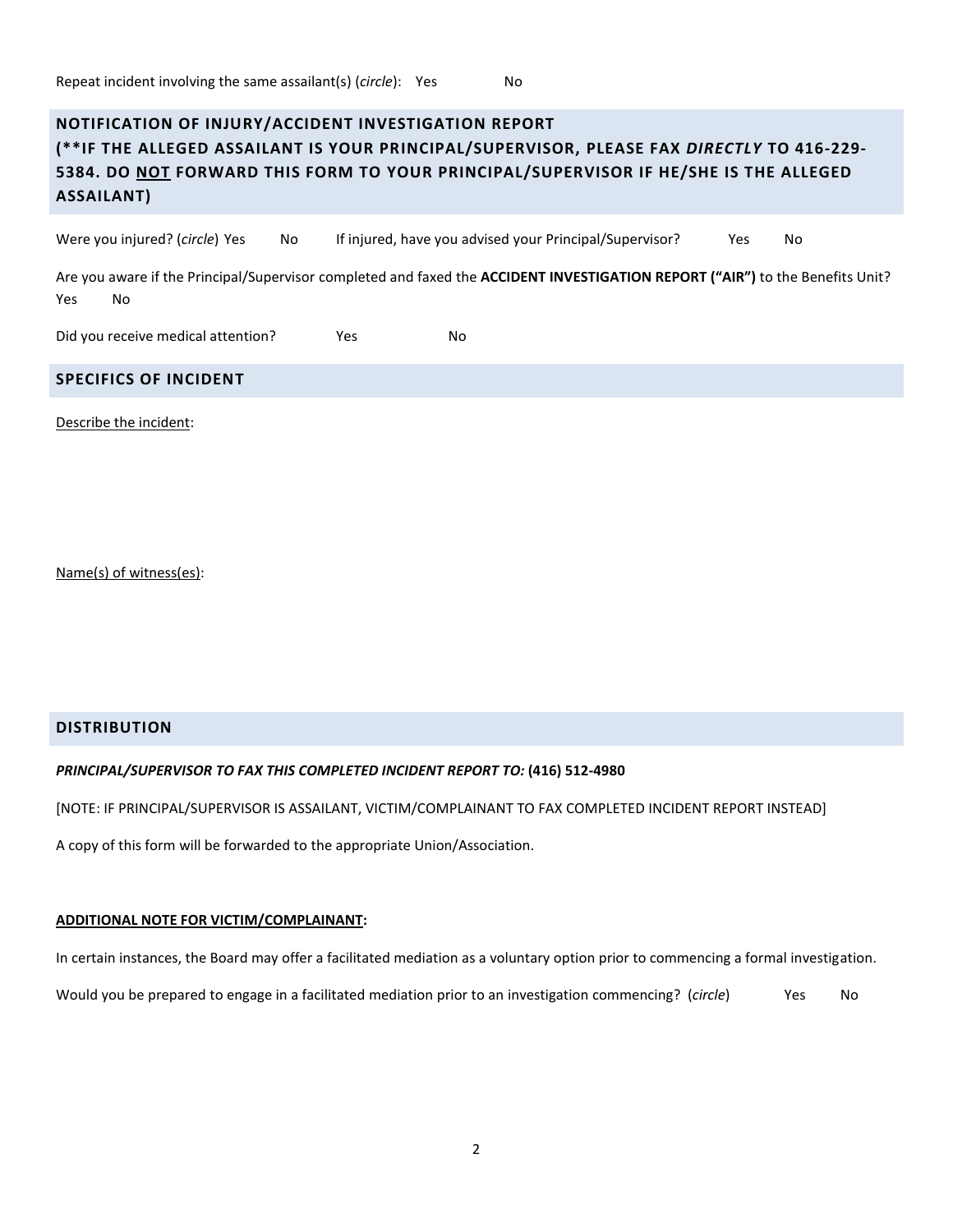Repeat incident involving the same assailant(s) (*circle*): Yes No

## NOTIFICATION OF INJURY/ACCIDENT INVESTIGATION REPORT (**IF THE ALLEGED ASSAILANT IS YOUR PRINCIPAL/SUPERVISOR, PLEASE FAX *DIRECTLY* TO 416-229-5384. DO <u>NOT</u> FORWARD THIS FORM TO YOUR PRINCIPAL/SUPERVISOR IF HE/SHE IS THE ALLEGED ASSAILANT)

Were you injured? (*circle*) Yes No If injured, have you advised your Principal/Supervisor? Yes No

Are you aware if the Principal/Supervisor completed and faxed the **ACCIDENT INVESTIGATION REPORT ("AIR")** to the Benefits Unit? Yes No

Did you receive medical attention? Yes No

## SPECIFICS OF INCIDENT

<u>Describe the incident</u>:

<u>Name(s) of witness(es)</u>:

## DISTRIBUTION

***PRINCIPAL/SUPERVISOR TO FAX THIS COMPLETED INCIDENT REPORT TO:* (416) 512-4980**

[NOTE: IF PRINCIPAL/SUPERVISOR IS ASSAILANT, VICTIM/COMPLAINANT TO FAX COMPLETED INCIDENT REPORT INSTEAD]

A copy of this form will be forwarded to the appropriate Union/Association.

**<u>ADDITIONAL NOTE FOR VICTIM/COMPLAINANT</u>:**

In certain instances, the Board may offer a facilitated mediation as a voluntary option prior to commencing a formal investigation.

Would you be prepared to engage in a facilitated mediation prior to an investigation commencing? (*circle*) Yes No